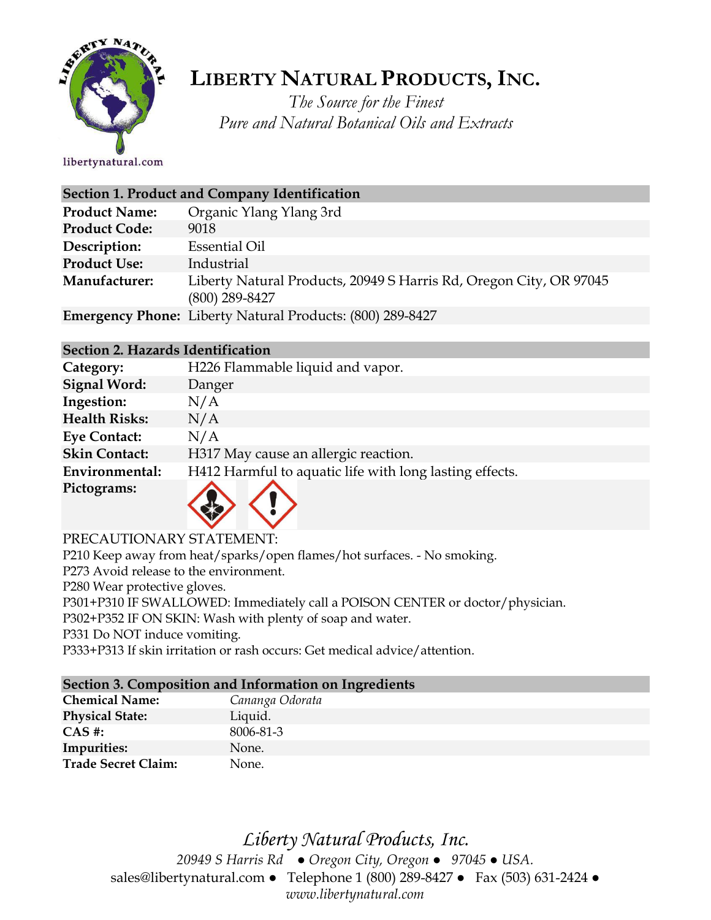# LIBERTY NATURAL PRODUCTS, INC.

*The Source for the Finest*
*Pure and Natural Botanical Oils and Extracts*

libertynatural.com

## Section 1. Product and Company Identification

| | |
|---|---|
| **Product Name:** | Organic Ylang Ylang 3rd |
| **Product Code:** | 9018 |
| **Description:** | Essential Oil |
| **Product Use:** | Industrial |
| **Manufacturer:** | Liberty Natural Products, 20949 S Harris Rd, Oregon City, OR 97045 (800) 289-8427 |
| **Emergency Phone:** | Liberty Natural Products: (800) 289-8427 |

## Section 2. Hazards Identification

| | |
|---|---|
| **Category:** | H226 Flammable liquid and vapor. |
| **Signal Word:** | Danger |
| **Ingestion:** | N/A |
| **Health Risks:** | N/A |
| **Eye Contact:** | N/A |
| **Skin Contact:** | H317 May cause an allergic reaction. |
| **Environmental:** | H412 Harmful to aquatic life with long lasting effects. |
| **Pictograms:** | |

PRECAUTIONARY STATEMENT:

P210 Keep away from heat/sparks/open flames/hot surfaces. - No smoking.
P273 Avoid release to the environment.
P280 Wear protective gloves.
P301+P310 IF SWALLOWED: Immediately call a POISON CENTER or doctor/physician.
P302+P352 IF ON SKIN: Wash with plenty of soap and water.
P331 Do NOT induce vomiting.
P333+P313 If skin irritation or rash occurs: Get medical advice/attention.

## Section 3. Composition and Information on Ingredients

| | |
|---|---|
| **Chemical Name:** | *Cananga Odorata* |
| **Physical State:** | Liquid. |
| **CAS #:** | 8006-81-3 |
| **Impurities:** | None. |
| **Trade Secret Claim:** | None. |

*Liberty Natural Products, Inc.*
*20949 S Harris Rd ● Oregon City, Oregon ● 97045 ● USA.*
sales@libertynatural.com ● Telephone 1 (800) 289-8427 ● Fax (503) 631-2424 ●
*www.libertynatural.com*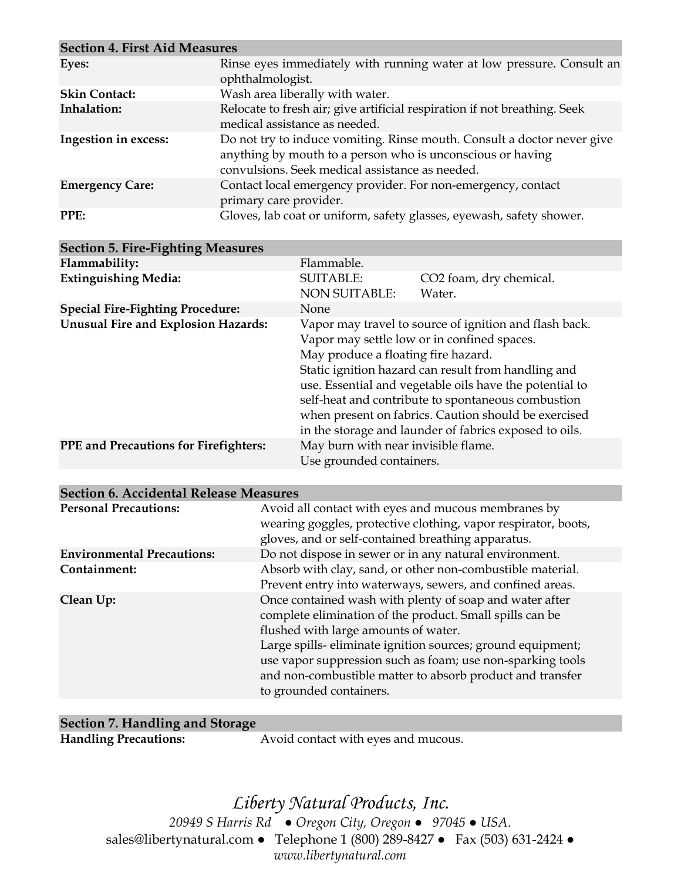## Section 4. First Aid Measures

| | |
|---|---|
| **Eyes:** | Rinse eyes immediately with running water at low pressure. Consult an ophthalmologist. |
| **Skin Contact:** | Wash area liberally with water. |
| **Inhalation:** | Relocate to fresh air; give artificial respiration if not breathing. Seek medical assistance as needed. |
| **Ingestion in excess:** | Do not try to induce vomiting. Rinse mouth. Consult a doctor never give anything by mouth to a person who is unconscious or having convulsions. Seek medical assistance as needed. |
| **Emergency Care:** | Contact local emergency provider. For non-emergency, contact primary care provider. |
| **PPE:** | Gloves, lab coat or uniform, safety glasses, eyewash, safety shower. |

## Section 5. Fire-Fighting Measures

| | | |
|---|---|---|
| **Flammability:** | Flammable. | |
| **Extinguishing Media:** | SUITABLE:<br>NON SUITABLE: | $CO_2$ foam, dry chemical.<br>Water. |
| **Special Fire-Fighting Procedure:** | None | |
| **Unusual Fire and Explosion Hazards:** | Vapor may travel to source of ignition and flash back.<br>Vapor may settle low or in confined spaces.<br>May produce a floating fire hazard.<br>Static ignition hazard can result from handling and use. Essential and vegetable oils have the potential to self-heat and contribute to spontaneous combustion when present on fabrics. Caution should be exercised in the storage and launder of fabrics exposed to oils. | |
| **PPE and Precautions for Firefighters:** | May burn with near invisible flame.<br>Use grounded containers. | |

## Section 6. Accidental Release Measures

| | |
|---|---|
| **Personal Precautions:** | Avoid all contact with eyes and mucous membranes by wearing goggles, protective clothing, vapor respirator, boots, gloves, and or self-contained breathing apparatus. |
| **Environmental Precautions:** | Do not dispose in sewer or in any natural environment. |
| **Containment:** | Absorb with clay, sand, or other non-combustible material. Prevent entry into waterways, sewers, and confined areas. |
| **Clean Up:** | Once contained wash with plenty of soap and water after complete elimination of the product. Small spills can be flushed with large amounts of water.<br>Large spills- eliminate ignition sources; ground equipment; use vapor suppression such as foam; use non-sparking tools and non-combustible matter to absorb product and transfer to grounded containers. |

## Section 7. Handling and Storage

| | |
|---|---|
| **Handling Precautions:** | Avoid contact with eyes and mucous. |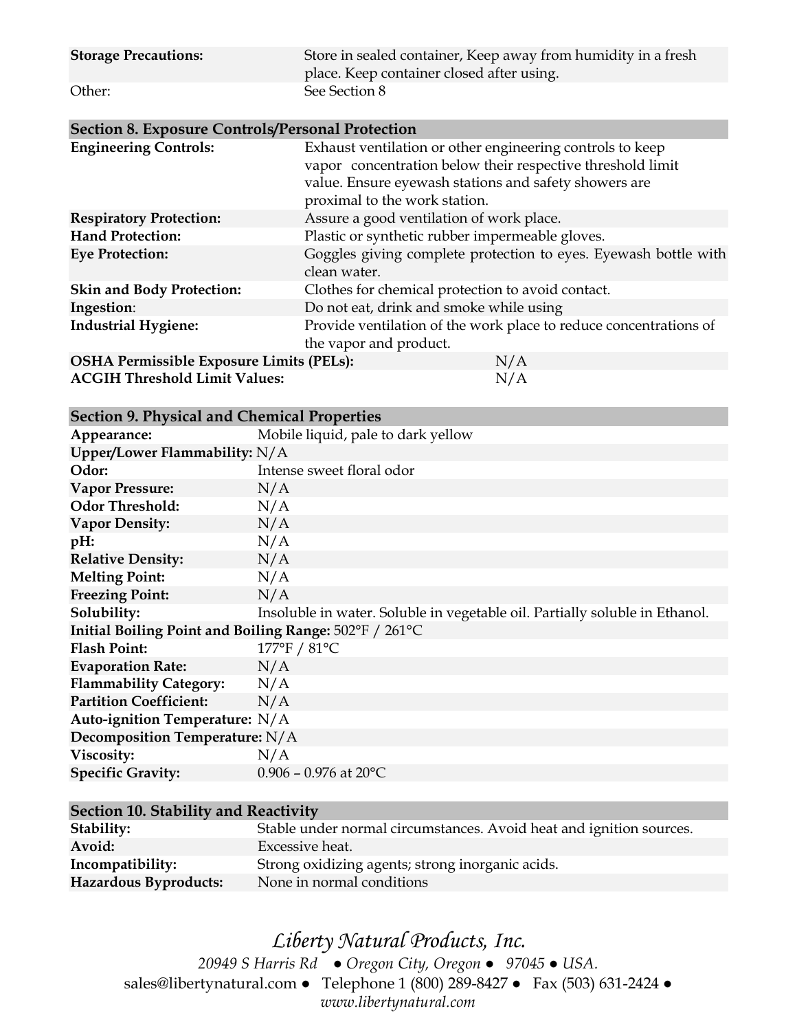| | |
|---|---|
| **Storage Precautions:** | Store in sealed container, Keep away from humidity in a fresh place. Keep container closed after using. |
| Other: | See Section 8 |

## Section 8. Exposure Controls/Personal Protection

| | |
|---|---|
| **Engineering Controls:** | Exhaust ventilation or other engineering controls to keep vapor concentration below their respective threshold limit value. Ensure eyewash stations and safety showers are proximal to the work station. |
| **Respiratory Protection:** | Assure a good ventilation of work place. |
| **Hand Protection:** | Plastic or synthetic rubber impermeable gloves. |
| **Eye Protection:** | Goggles giving complete protection to eyes. Eyewash bottle with clean water. |
| **Skin and Body Protection:** | Clothes for chemical protection to avoid contact. |
| **Ingestion**: | Do not eat, drink and smoke while using |
| **Industrial Hygiene:** | Provide ventilation of the work place to reduce concentrations of the vapor and product. |
| **OSHA Permissible Exposure Limits (PELs):** | N/A |
| **ACGIH Threshold Limit Values:** | N/A |

## Section 9. Physical and Chemical Properties

| | |
|---|---|
| **Appearance:** | Mobile liquid, pale to dark yellow |
| **Upper/Lower Flammability:** | N/A |
| **Odor:** | Intense sweet floral odor |
| **Vapor Pressure:** | N/A |
| **Odor Threshold:** | N/A |
| **Vapor Density:** | N/A |
| **pH:** | N/A |
| **Relative Density:** | N/A |
| **Melting Point:** | N/A |
| **Freezing Point:** | N/A |
| **Solubility:** | Insoluble in water. Soluble in vegetable oil. Partially soluble in Ethanol. |
| **Initial Boiling Point and Boiling Range:** | 502°F / 261°C |
| **Flash Point:** | 177°F / 81°C |
| **Evaporation Rate:** | N/A |
| **Flammability Category:** | N/A |
| **Partition Coefficient:** | N/A |
| **Auto-ignition Temperature:** | N/A |
| **Decomposition Temperature:** | N/A |
| **Viscosity:** | N/A |
| **Specific Gravity:** | 0.906 – 0.976 at 20°C |

## Section 10. Stability and Reactivity

| | |
|---|---|
| **Stability:** | Stable under normal circumstances. Avoid heat and ignition sources. |
| **Avoid:** | Excessive heat. |
| **Incompatibility:** | Strong oxidizing agents; strong inorganic acids. |
| **Hazardous Byproducts:** | None in normal conditions |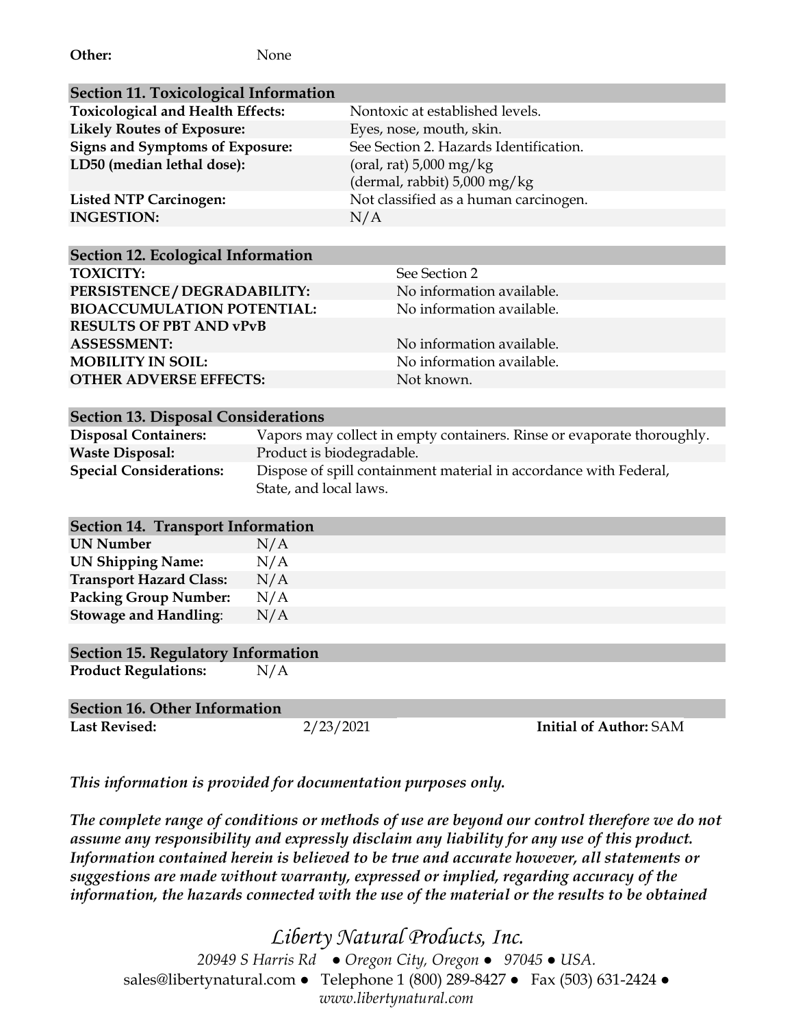**Other:** None

| Section 11. Toxicological Information | |
|---|---|
| **Toxicological and Health Effects:** | Nontoxic at established levels. |
| **Likely Routes of Exposure:** | Eyes, nose, mouth, skin. |
| **Signs and Symptoms of Exposure:** | See Section 2. Hazards Identification. |
| **LD50 (median lethal dose):** | (oral, rat) 5,000 mg/kg<br>(dermal, rabbit) 5,000 mg/kg |
| **Listed NTP Carcinogen:** | Not classified as a human carcinogen. |
| **INGESTION:** | N/A |

| Section 12. Ecological Information | |
|---|---|
| **TOXICITY:** | See Section 2 |
| **PERSISTENCE / DEGRADABILITY:** | No information available. |
| **BIOACCUMULATION POTENTIAL:** | No information available. |
| **RESULTS OF PBT AND vPvB ASSESSMENT:** | No information available. |
| **MOBILITY IN SOIL:** | No information available. |
| **OTHER ADVERSE EFFECTS:** | Not known. |

| Section 13. Disposal Considerations | |
|---|---|
| **Disposal Containers:** | Vapors may collect in empty containers. Rinse or evaporate thoroughly. |
| **Waste Disposal:** | Product is biodegradable. |
| **Special Considerations:** | Dispose of spill containment material in accordance with Federal, State, and local laws. |

| Section 14. Transport Information | |
|---|---|
| **UN Number** | N/A |
| **UN Shipping Name:** | N/A |
| **Transport Hazard Class:** | N/A |
| **Packing Group Number:** | N/A |
| **Stowage and Handling:** | N/A |

| Section 15. Regulatory Information | |
|---|---|
| **Product Regulations:** | N/A |

| Section 16. Other Information | | |
|---|---|---|
| **Last Revised:** | 2/23/2021 | **Initial of Author:** SAM |

***This information is provided for documentation purposes only.***

***The complete range of conditions or methods of use are beyond our control therefore we do not assume any responsibility and expressly disclaim any liability for any use of this product. Information contained herein is believed to be true and accurate however, all statements or suggestions are made without warranty, expressed or implied, regarding accuracy of the information, the hazards connected with the use of the material or the results to be obtained***

*Liberty Natural Products, Inc.*
*20949 S Harris Rd ● Oregon City, Oregon ● 97045 ● USA.*
sales@libertynatural.com ● Telephone 1 (800) 289-8427 ● Fax (503) 631-2424 ●
*www.libertynatural.com*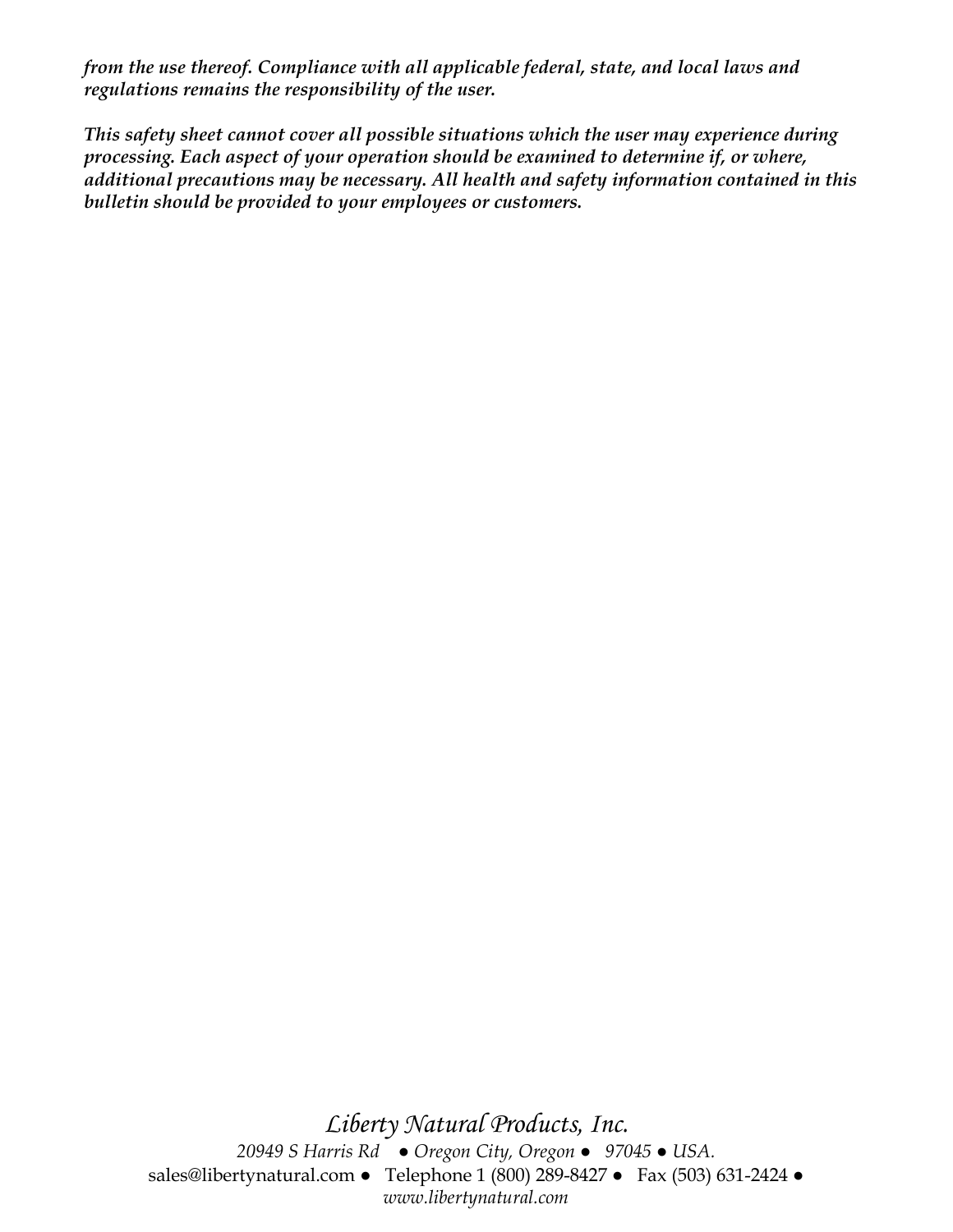***from the use thereof. Compliance with all applicable federal, state, and local laws and regulations remains the responsibility of the user.***

***This safety sheet cannot cover all possible situations which the user may experience during processing. Each aspect of your operation should be examined to determine if, or where, additional precautions may be necessary. All health and safety information contained in this bulletin should be provided to your employees or customers.***

*Liberty Natural Products, Inc.*

*20949 S Harris Rd ● Oregon City, Oregon ● 97045 ● USA.*

sales@libertynatural.com ● Telephone 1 (800) 289-8427 ● Fax (503) 631-2424 ●

*www.libertynatural.com*